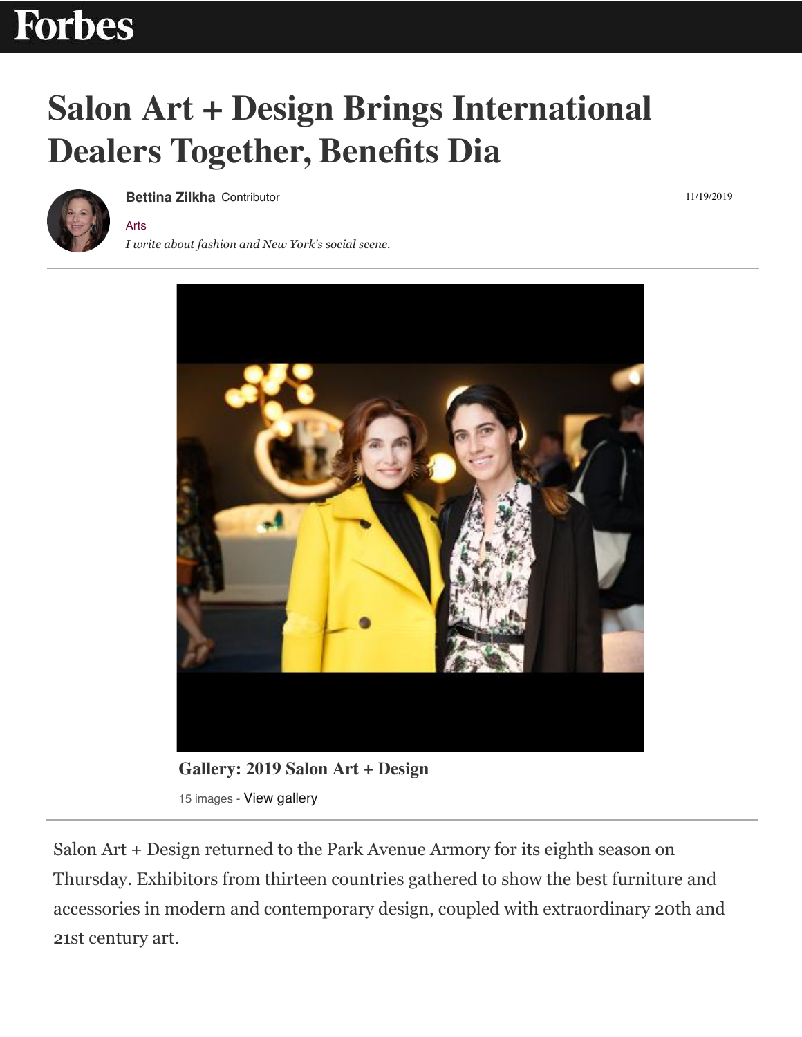Forbes

# Salon Art + Design Brings International Dealers Together, Benefits Dia

**Bettina Zilkha** Contributor

11/19/2019

Arts

*I write about fashion and New York's social scene.*

**Gallery: 2019 Salon Art + Design**

15 images - View gallery

Salon Art + Design returned to the Park Avenue Armory for its eighth season on Thursday. Exhibitors from thirteen countries gathered to show the best furniture and accessories in modern and contemporary design, coupled with extraordinary 20th and 21st century art.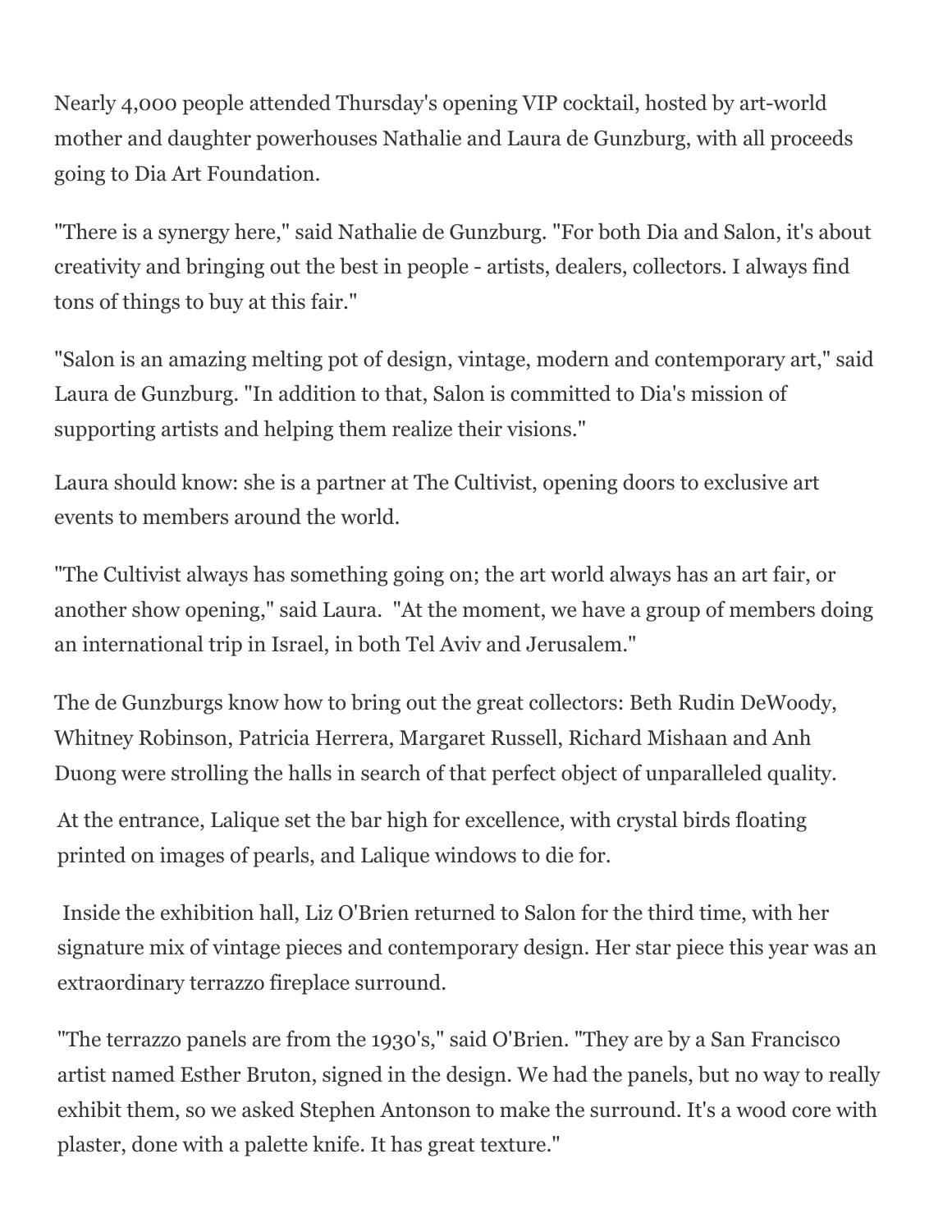Nearly 4,000 people attended Thursday's opening VIP cocktail, hosted by art-world mother and daughter powerhouses Nathalie and Laura de Gunzburg, with all proceeds going to Dia Art Foundation.

"There is a synergy here," said Nathalie de Gunzburg. "For both Dia and Salon, it's about creativity and bringing out the best in people - artists, dealers, collectors. I always find tons of things to buy at this fair."

"Salon is an amazing melting pot of design, vintage, modern and contemporary art," said Laura de Gunzburg. "In addition to that, Salon is committed to Dia's mission of supporting artists and helping them realize their visions."

Laura should know: she is a partner at The Cultivist, opening doors to exclusive art events to members around the world.

"The Cultivist always has something going on; the art world always has an art fair, or another show opening," said Laura. "At the moment, we have a group of members doing an international trip in Israel, in both Tel Aviv and Jerusalem."

The de Gunzburgs know how to bring out the great collectors: Beth Rudin DeWoody, Whitney Robinson, Patricia Herrera, Margaret Russell, Richard Mishaan and Anh Duong were strolling the halls in search of that perfect object of unparalleled quality.

At the entrance, Lalique set the bar high for excellence, with crystal birds floating printed on images of pearls, and Lalique windows to die for.

Inside the exhibition hall, Liz O'Brien returned to Salon for the third time, with her signature mix of vintage pieces and contemporary design. Her star piece this year was an extraordinary terrazzo fireplace surround.

"The terrazzo panels are from the 1930's," said O'Brien. "They are by a San Francisco artist named Esther Bruton, signed in the design. We had the panels, but no way to really exhibit them, so we asked Stephen Antonson to make the surround. It's a wood core with plaster, done with a palette knife. It has great texture."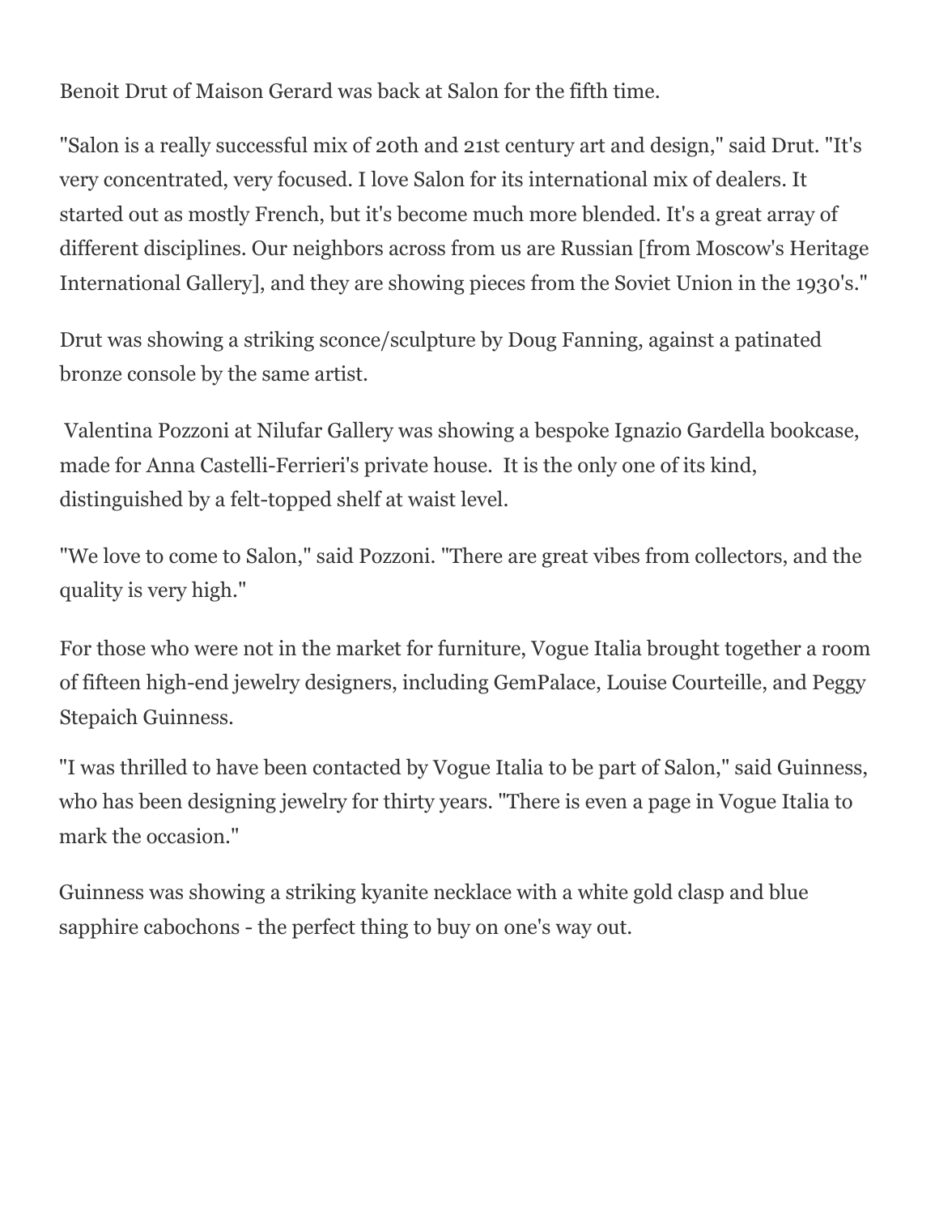Benoit Drut of Maison Gerard was back at Salon for the fifth time.

"Salon is a really successful mix of 20th and 21st century art and design," said Drut. "It's very concentrated, very focused. I love Salon for its international mix of dealers. It started out as mostly French, but it's become much more blended. It's a great array of different disciplines. Our neighbors across from us are Russian [from Moscow's Heritage International Gallery], and they are showing pieces from the Soviet Union in the 1930's."

Drut was showing a striking sconce/sculpture by Doug Fanning, against a patinated bronze console by the same artist.

Valentina Pozzoni at Nilufar Gallery was showing a bespoke Ignazio Gardella bookcase, made for Anna Castelli-Ferrieri's private house. It is the only one of its kind, distinguished by a felt-topped shelf at waist level.

"We love to come to Salon," said Pozzoni. "There are great vibes from collectors, and the quality is very high."

For those who were not in the market for furniture, Vogue Italia brought together a room of fifteen high-end jewelry designers, including GemPalace, Louise Courteille, and Peggy Stepaich Guinness.

"I was thrilled to have been contacted by Vogue Italia to be part of Salon," said Guinness, who has been designing jewelry for thirty years. "There is even a page in Vogue Italia to mark the occasion."

Guinness was showing a striking kyanite necklace with a white gold clasp and blue sapphire cabochons - the perfect thing to buy on one's way out.